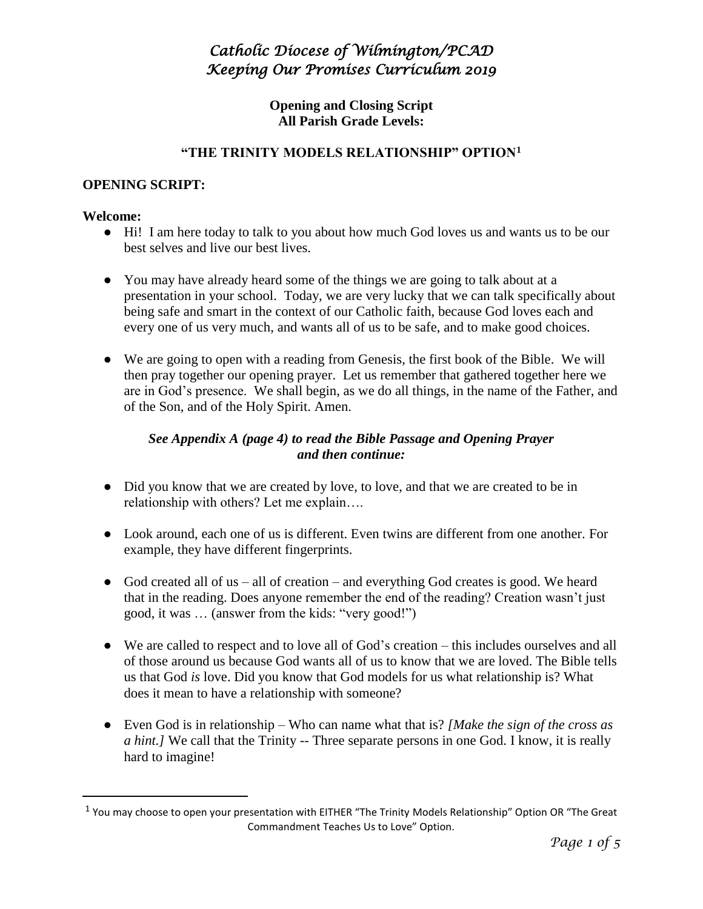# *Catholic Diocese of Wilmington/PCAD*
# *Keeping Our Promises Curriculum 2019*

**Opening and Closing Script**
**All Parish Grade Levels:**

## "THE TRINITY MODELS RELATIONSHIP" OPTION[1]

### OPENING SCRIPT:

**Welcome:**

- Hi! I am here today to talk to you about how much God loves us and wants us to be our best selves and live our best lives.

- You may have already heard some of the things we are going to talk about at a presentation in your school. Today, we are very lucky that we can talk specifically about being safe and smart in the context of our Catholic faith, because God loves each and every one of us very much, and wants all of us to be safe, and to make good choices.

- We are going to open with a reading from Genesis, the first book of the Bible. We will then pray together our opening prayer. Let us remember that gathered together here we are in God's presence. We shall begin, as we do all things, in the name of the Father, and of the Son, and of the Holy Spirit. Amen.

***See Appendix A (page 4) to read the Bible Passage and Opening Prayer and then continue:***

- Did you know that we are created by love, to love, and that we are created to be in relationship with others? Let me explain….

- Look around, each one of us is different. Even twins are different from one another. For example, they have different fingerprints.

- God created all of us – all of creation – and everything God creates is good. We heard that in the reading. Does anyone remember the end of the reading? Creation wasn't just good, it was … (answer from the kids: "very good!")

- We are called to respect and to love all of God's creation – this includes ourselves and all of those around us because God wants all of us to know that we are loved. The Bible tells us that God *is* love. Did you know that God models for us what relationship is? What does it mean to have a relationship with someone?

- Even God is in relationship – Who can name what that is? *[Make the sign of the cross as a hint.]* We call that the Trinity -- Three separate persons in one God. I know, it is really hard to imagine!

---

[1] You may choose to open your presentation with EITHER "The Trinity Models Relationship" Option OR "The Great Commandment Teaches Us to Love" Option.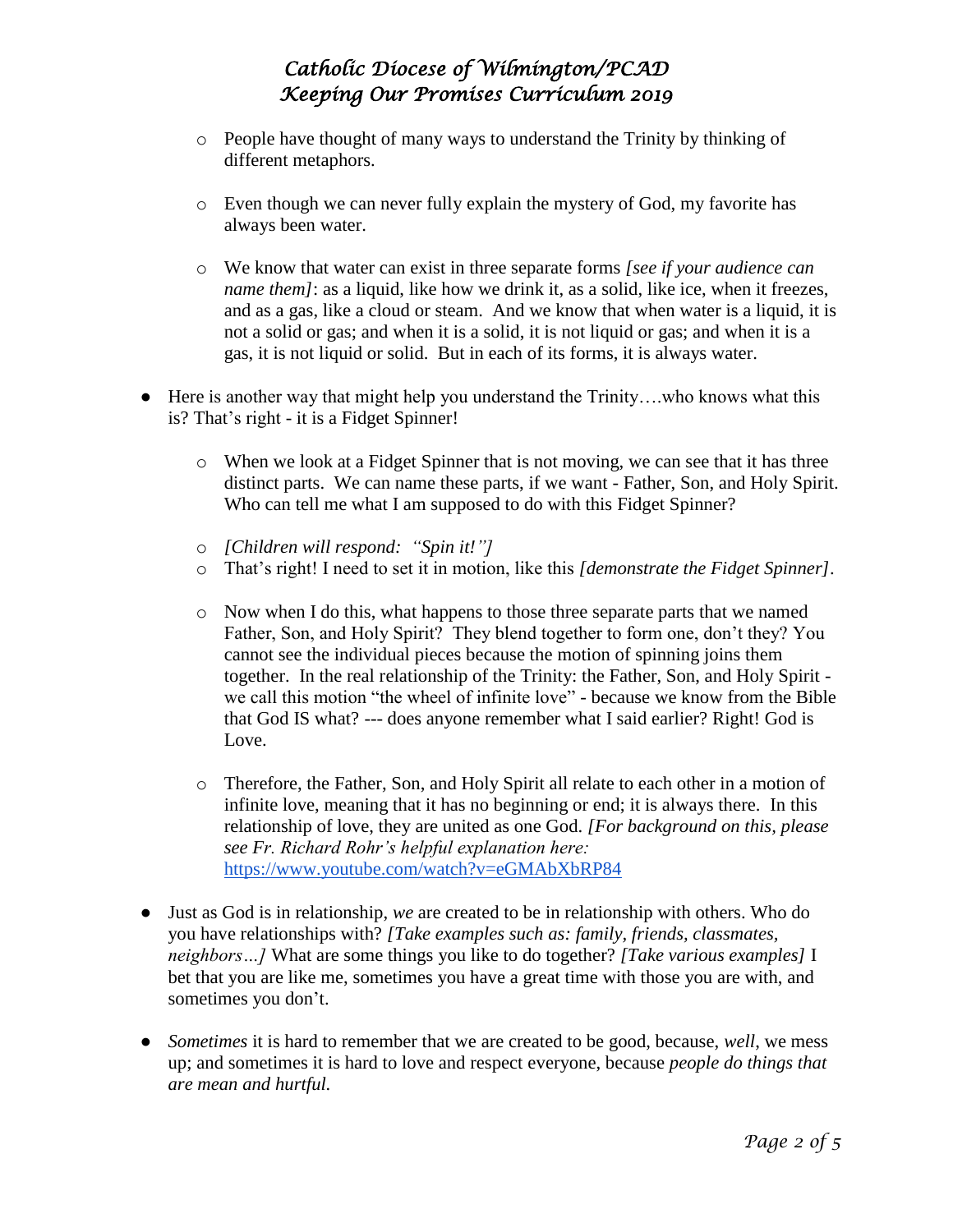- People have thought of many ways to understand the Trinity by thinking of different metaphors.

- Even though we can never fully explain the mystery of God, my favorite has always been water.

- We know that water can exist in three separate forms *[see if your audience can name them]*: as a liquid, like how we drink it, as a solid, like ice, when it freezes, and as a gas, like a cloud or steam. And we know that when water is a liquid, it is not a solid or gas; and when it is a solid, it is not liquid or gas; and when it is a gas, it is not liquid or solid. But in each of its forms, it is always water.

- Here is another way that might help you understand the Trinity….who knows what this is? That's right - it is a Fidget Spinner!

  - When we look at a Fidget Spinner that is not moving, we can see that it has three distinct parts. We can name these parts, if we want - Father, Son, and Holy Spirit. Who can tell me what I am supposed to do with this Fidget Spinner?

  - *[Children will respond: "Spin it!"]*
  - That's right! I need to set it in motion, like this *[demonstrate the Fidget Spinner]*.

  - Now when I do this, what happens to those three separate parts that we named Father, Son, and Holy Spirit? They blend together to form one, don't they? You cannot see the individual pieces because the motion of spinning joins them together. In the real relationship of the Trinity: the Father, Son, and Holy Spirit - we call this motion "the wheel of infinite love" - because we know from the Bible that God IS what? --- does anyone remember what I said earlier? Right! God is Love.

  - Therefore, the Father, Son, and Holy Spirit all relate to each other in a motion of infinite love, meaning that it has no beginning or end; it is always there. In this relationship of love, they are united as one God. *[For background on this, please see Fr. Richard Rohr's helpful explanation here:* https://www.youtube.com/watch?v=eGMAbXbRP84

- Just as God is in relationship, *we* are created to be in relationship with others. Who do you have relationships with? *[Take examples such as: family, friends, classmates, neighbors…]* What are some things you like to do together? *[Take various examples]* I bet that you are like me, sometimes you have a great time with those you are with, and sometimes you don't.

- *Sometimes* it is hard to remember that we are created to be good, because, *well*, we mess up; and sometimes it is hard to love and respect everyone, because *people do things that are mean and hurtful.*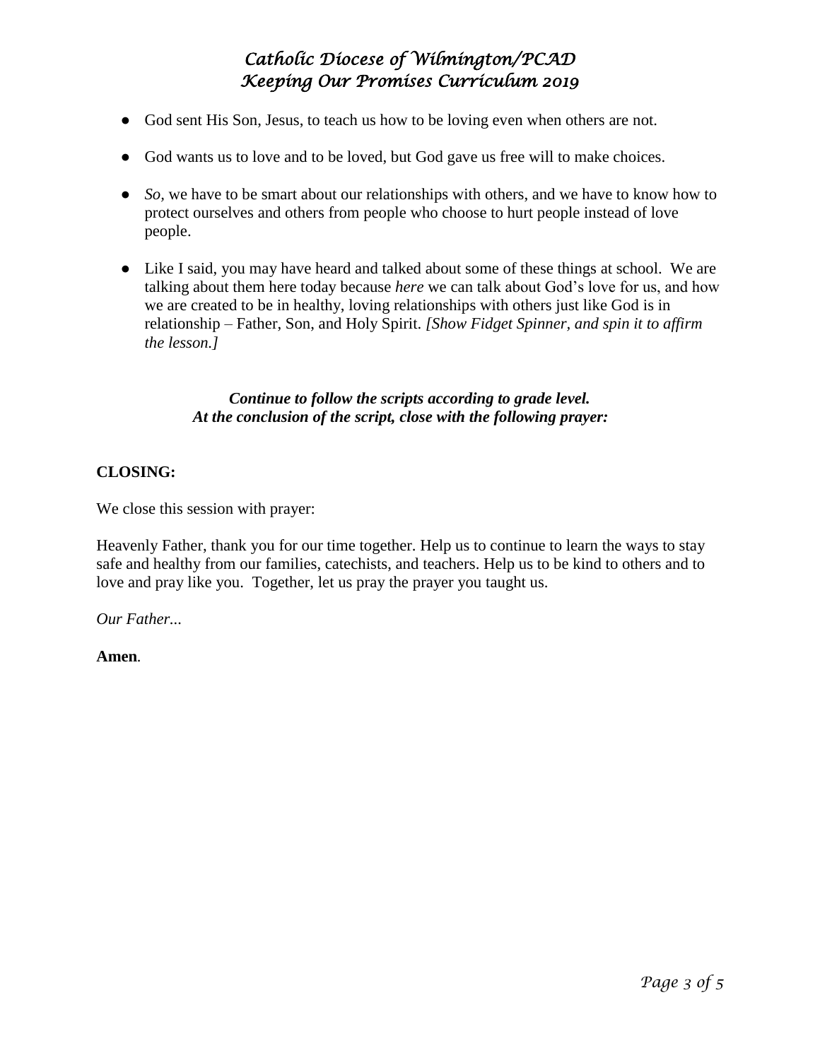- God sent His Son, Jesus, to teach us how to be loving even when others are not.
- God wants us to love and to be loved, but God gave us free will to make choices.
- *So,* we have to be smart about our relationships with others, and we have to know how to protect ourselves and others from people who choose to hurt people instead of love people.
- Like I said, you may have heard and talked about some of these things at school. We are talking about them here today because *here* we can talk about God's love for us, and how we are created to be in healthy, loving relationships with others just like God is in relationship – Father, Son, and Holy Spirit. *[Show Fidget Spinner, and spin it to affirm the lesson.]*

***Continue to follow the scripts according to grade level.***
***At the conclusion of the script, close with the following prayer:***

**CLOSING:**

We close this session with prayer:

Heavenly Father, thank you for our time together. Help us to continue to learn the ways to stay safe and healthy from our families, catechists, and teachers. Help us to be kind to others and to love and pray like you. Together, let us pray the prayer you taught us.

*Our Father...*

**Amen**.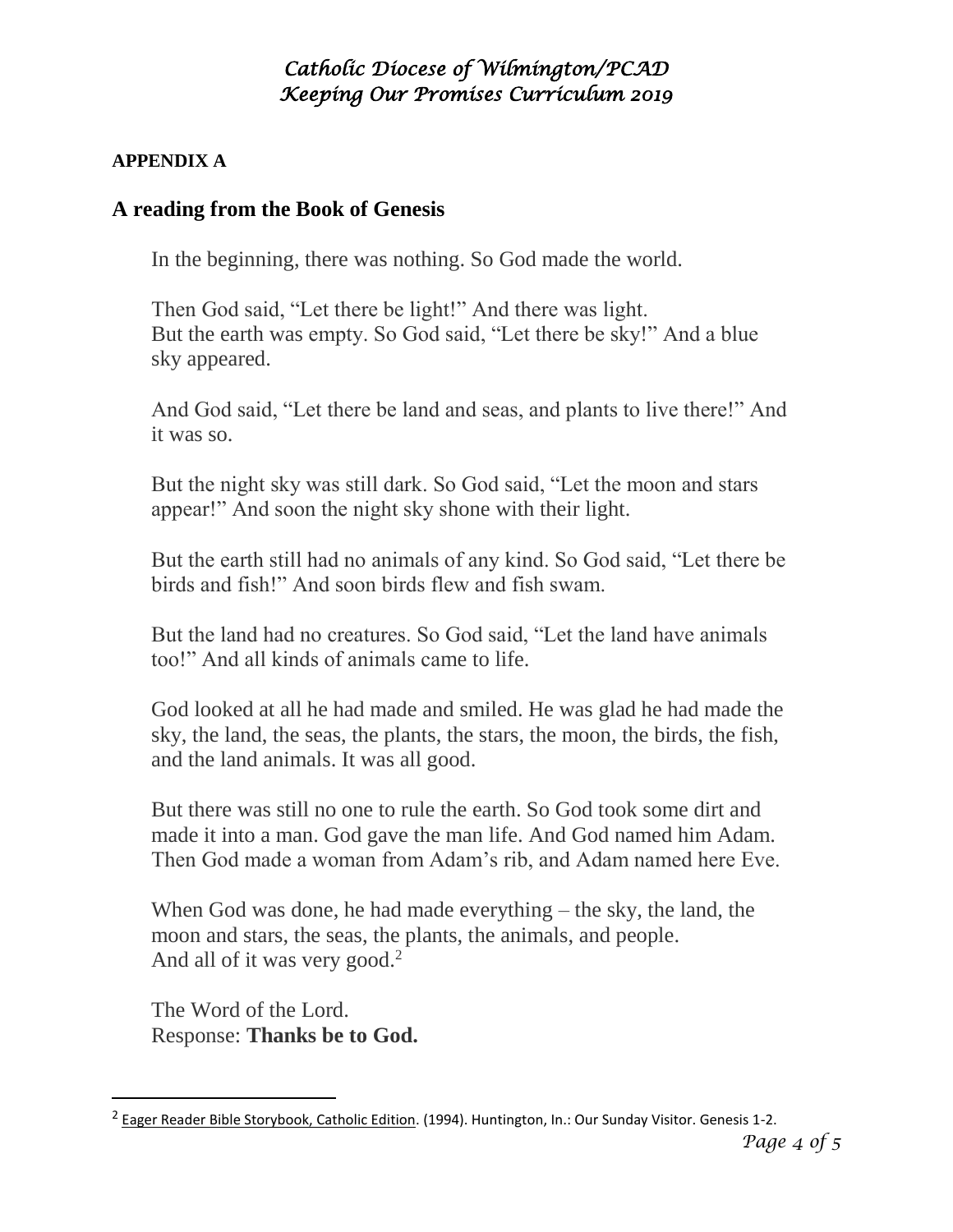**APPENDIX A**

## A reading from the Book of Genesis

In the beginning, there was nothing. So God made the world.

Then God said, "Let there be light!" And there was light.
But the earth was empty. So God said, "Let there be sky!" And a blue sky appeared.

And God said, "Let there be land and seas, and plants to live there!" And it was so.

But the night sky was still dark. So God said, "Let the moon and stars appear!" And soon the night sky shone with their light.

But the earth still had no animals of any kind. So God said, "Let there be birds and fish!" And soon birds flew and fish swam.

But the land had no creatures. So God said, "Let the land have animals too!" And all kinds of animals came to life.

God looked at all he had made and smiled. He was glad he had made the sky, the land, the seas, the plants, the stars, the moon, the birds, the fish, and the land animals. It was all good.

But there was still no one to rule the earth. So God took some dirt and made it into a man. God gave the man life. And God named him Adam. Then God made a woman from Adam's rib, and Adam named here Eve.

When God was done, he had made everything – the sky, the land, the moon and stars, the seas, the plants, the animals, and people.
And all of it was very good.[2]

The Word of the Lord.
Response: **Thanks be to God.**

---

[2] Eager Reader Bible Storybook, Catholic Edition. (1994). Huntington, In.: Our Sunday Visitor. Genesis 1-2.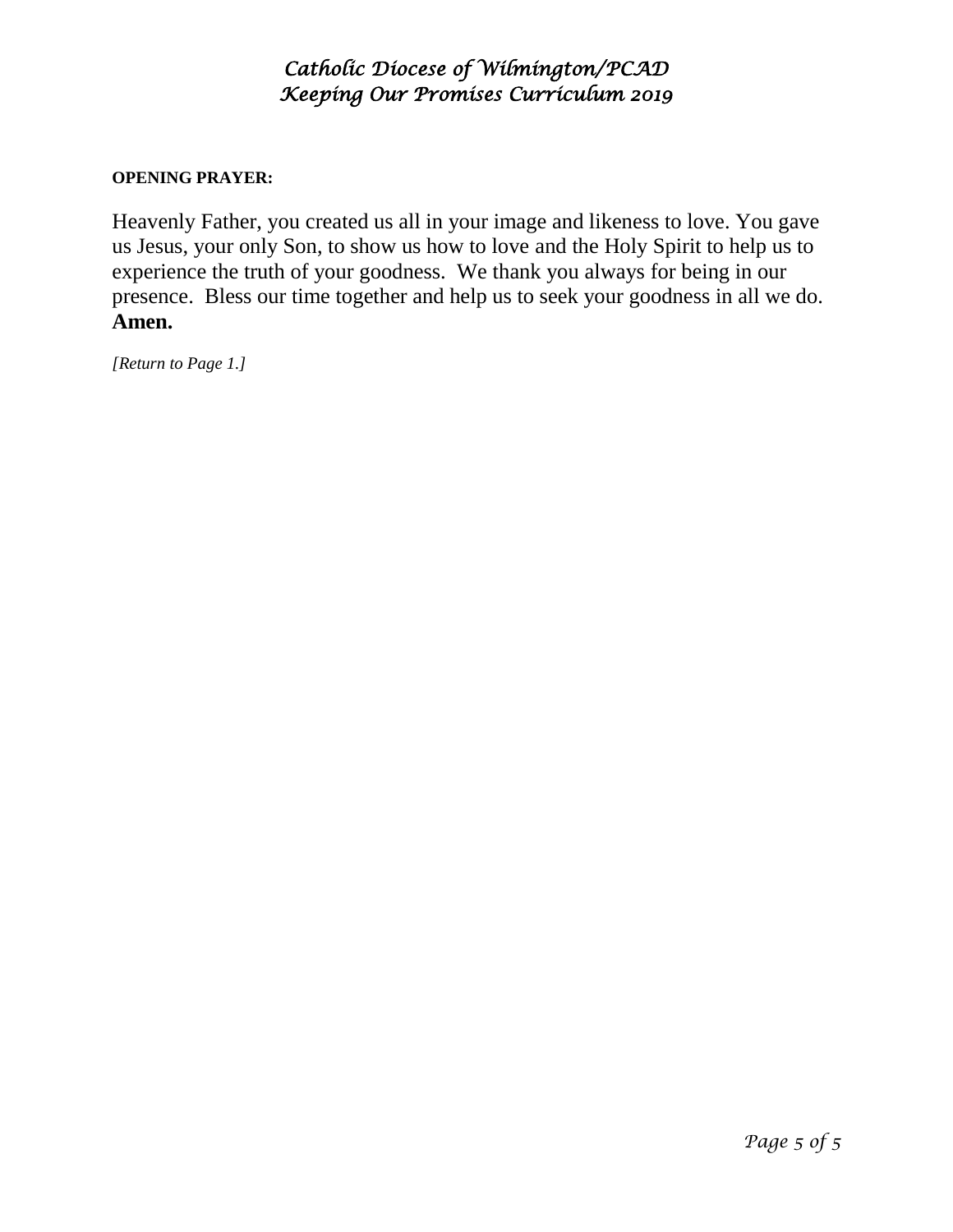**OPENING PRAYER:**

Heavenly Father, you created us all in your image and likeness to love. You gave us Jesus, your only Son, to show us how to love and the Holy Spirit to help us to experience the truth of your goodness. We thank you always for being in our presence. Bless our time together and help us to seek your goodness in all we do. **Amen.**

*[Return to Page 1.]*